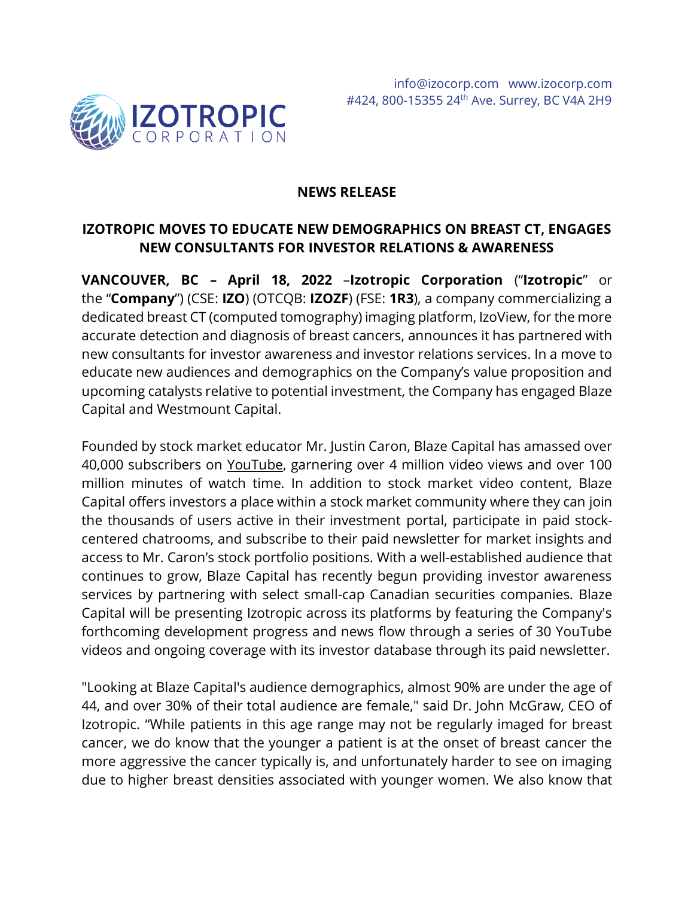IZOTROPIC CORPORATION

info@izocorp.com   www.izocorp.com
#424, 800-15355 24th Ave. Surrey, BC V4A 2H9

**NEWS RELEASE**

## IZOTROPIC MOVES TO EDUCATE NEW DEMOGRAPHICS ON BREAST CT, ENGAGES NEW CONSULTANTS FOR INVESTOR RELATIONS & AWARENESS

**VANCOUVER, BC – April 18, 2022** –**Izotropic Corporation** ("**Izotropic**" or the "**Company**") (CSE: **IZO**) (OTCQB: **IZOZF**) (FSE: **1R3**), a company commercializing a dedicated breast CT (computed tomography) imaging platform, IzoView, for the more accurate detection and diagnosis of breast cancers, announces it has partnered with new consultants for investor awareness and investor relations services. In a move to educate new audiences and demographics on the Company's value proposition and upcoming catalysts relative to potential investment, the Company has engaged Blaze Capital and Westmount Capital.

Founded by stock market educator Mr. Justin Caron, Blaze Capital has amassed over 40,000 subscribers on YouTube, garnering over 4 million video views and over 100 million minutes of watch time. In addition to stock market video content, Blaze Capital offers investors a place within a stock market community where they can join the thousands of users active in their investment portal, participate in paid stock-centered chatrooms, and subscribe to their paid newsletter for market insights and access to Mr. Caron's stock portfolio positions. With a well-established audience that continues to grow, Blaze Capital has recently begun providing investor awareness services by partnering with select small-cap Canadian securities companies. Blaze Capital will be presenting Izotropic across its platforms by featuring the Company's forthcoming development progress and news flow through a series of 30 YouTube videos and ongoing coverage with its investor database through its paid newsletter.

"Looking at Blaze Capital's audience demographics, almost 90% are under the age of 44, and over 30% of their total audience are female," said Dr. John McGraw, CEO of Izotropic. "While patients in this age range may not be regularly imaged for breast cancer, we do know that the younger a patient is at the onset of breast cancer the more aggressive the cancer typically is, and unfortunately harder to see on imaging due to higher breast densities associated with younger women. We also know that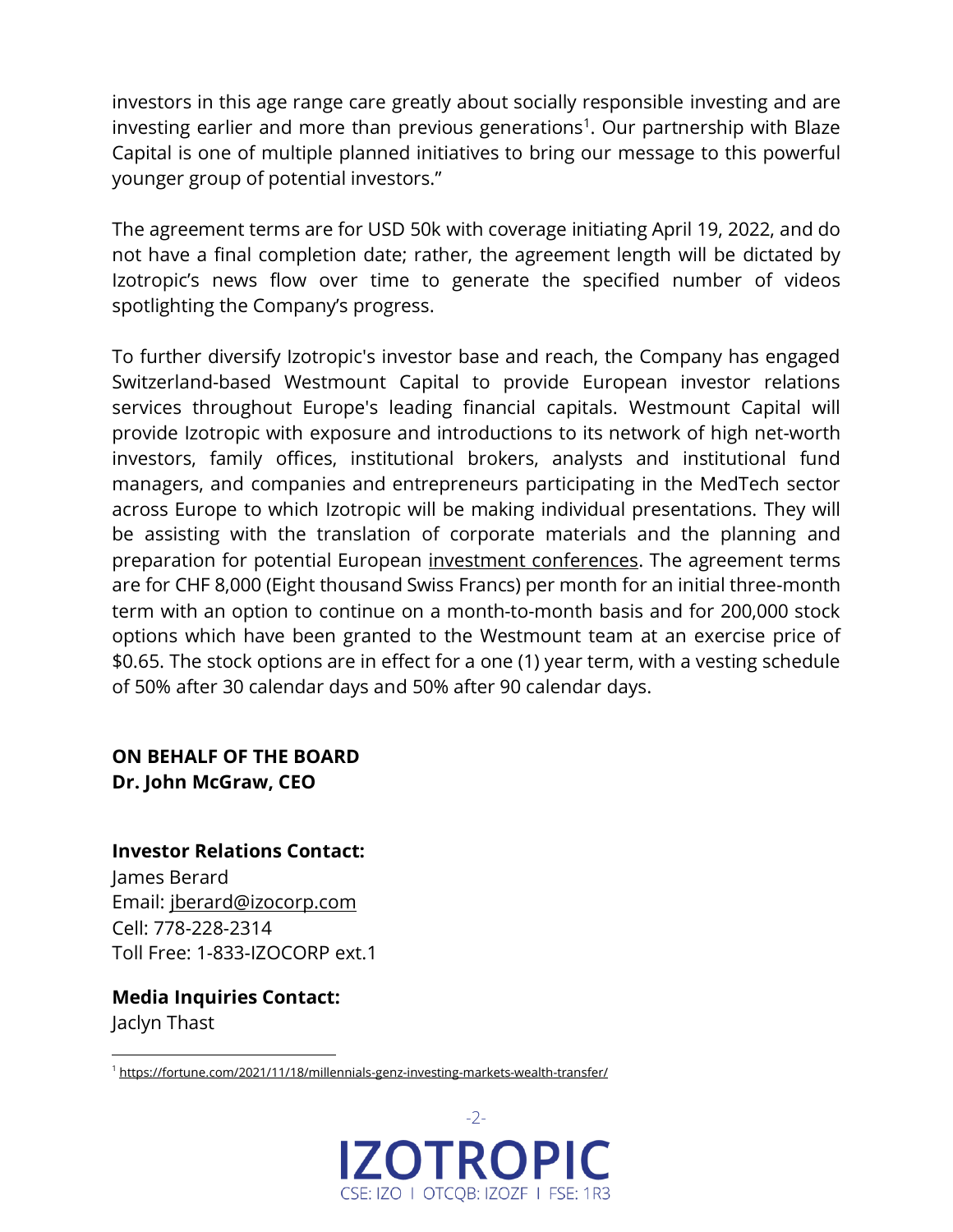investors in this age range care greatly about socially responsible investing and are investing earlier and more than previous generations[1]. Our partnership with Blaze Capital is one of multiple planned initiatives to bring our message to this powerful younger group of potential investors."

The agreement terms are for USD 50k with coverage initiating April 19, 2022, and do not have a final completion date; rather, the agreement length will be dictated by Izotropic's news flow over time to generate the specified number of videos spotlighting the Company's progress.

To further diversify Izotropic's investor base and reach, the Company has engaged Switzerland-based Westmount Capital to provide European investor relations services throughout Europe's leading financial capitals. Westmount Capital will provide Izotropic with exposure and introductions to its network of high net-worth investors, family offices, institutional brokers, analysts and institutional fund managers, and companies and entrepreneurs participating in the MedTech sector across Europe to which Izotropic will be making individual presentations. They will be assisting with the translation of corporate materials and the planning and preparation for potential European investment conferences. The agreement terms are for CHF 8,000 (Eight thousand Swiss Francs) per month for an initial three-month term with an option to continue on a month-to-month basis and for 200,000 stock options which have been granted to the Westmount team at an exercise price of $0.65. The stock options are in effect for a one (1) year term, with a vesting schedule of 50% after 30 calendar days and 50% after 90 calendar days.

**ON BEHALF OF THE BOARD**
**Dr. John McGraw, CEO**

**Investor Relations Contact:**
James Berard
Email: jberard@izocorp.com
Cell: 778-228-2314
Toll Free: 1-833-IZOCORP ext.1

**Media Inquiries Contact:**
Jaclyn Thast

[1] https://fortune.com/2021/11/18/millennials-genz-investing-markets-wealth-transfer/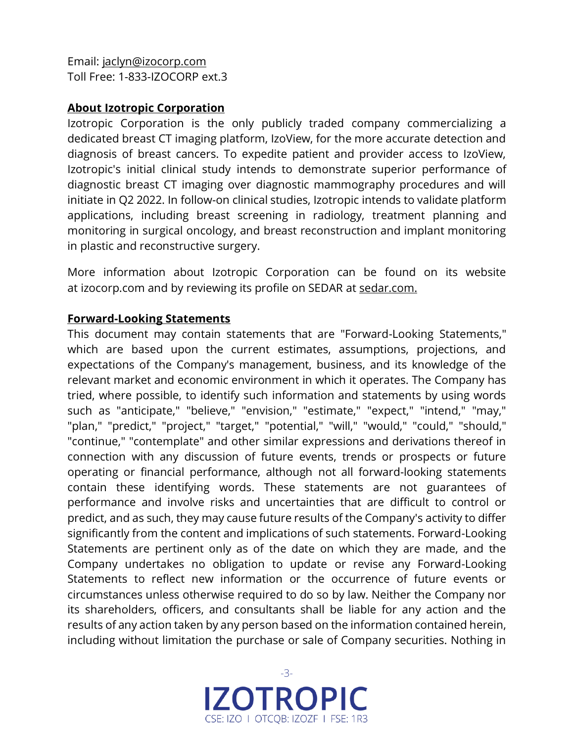Email: jaclyn@izocorp.com
Toll Free: 1-833-IZOCORP ext.3

**About Izotropic Corporation**

Izotropic Corporation is the only publicly traded company commercializing a dedicated breast CT imaging platform, IzoView, for the more accurate detection and diagnosis of breast cancers. To expedite patient and provider access to IzoView, Izotropic's initial clinical study intends to demonstrate superior performance of diagnostic breast CT imaging over diagnostic mammography procedures and will initiate in Q2 2022. In follow-on clinical studies, Izotropic intends to validate platform applications, including breast screening in radiology, treatment planning and monitoring in surgical oncology, and breast reconstruction and implant monitoring in plastic and reconstructive surgery.

More information about Izotropic Corporation can be found on its website at izocorp.com and by reviewing its profile on SEDAR at sedar.com.

**Forward-Looking Statements**

This document may contain statements that are "Forward-Looking Statements," which are based upon the current estimates, assumptions, projections, and expectations of the Company's management, business, and its knowledge of the relevant market and economic environment in which it operates. The Company has tried, where possible, to identify such information and statements by using words such as "anticipate," "believe," "envision," "estimate," "expect," "intend," "may," "plan," "predict," "project," "target," "potential," "will," "would," "could," "should," "continue," "contemplate" and other similar expressions and derivations thereof in connection with any discussion of future events, trends or prospects or future operating or financial performance, although not all forward-looking statements contain these identifying words. These statements are not guarantees of performance and involve risks and uncertainties that are difficult to control or predict, and as such, they may cause future results of the Company's activity to differ significantly from the content and implications of such statements. Forward-Looking Statements are pertinent only as of the date on which they are made, and the Company undertakes no obligation to update or revise any Forward-Looking Statements to reflect new information or the occurrence of future events or circumstances unless otherwise required to do so by law. Neither the Company nor its shareholders, officers, and consultants shall be liable for any action and the results of any action taken by any person based on the information contained herein, including without limitation the purchase or sale of Company securities. Nothing in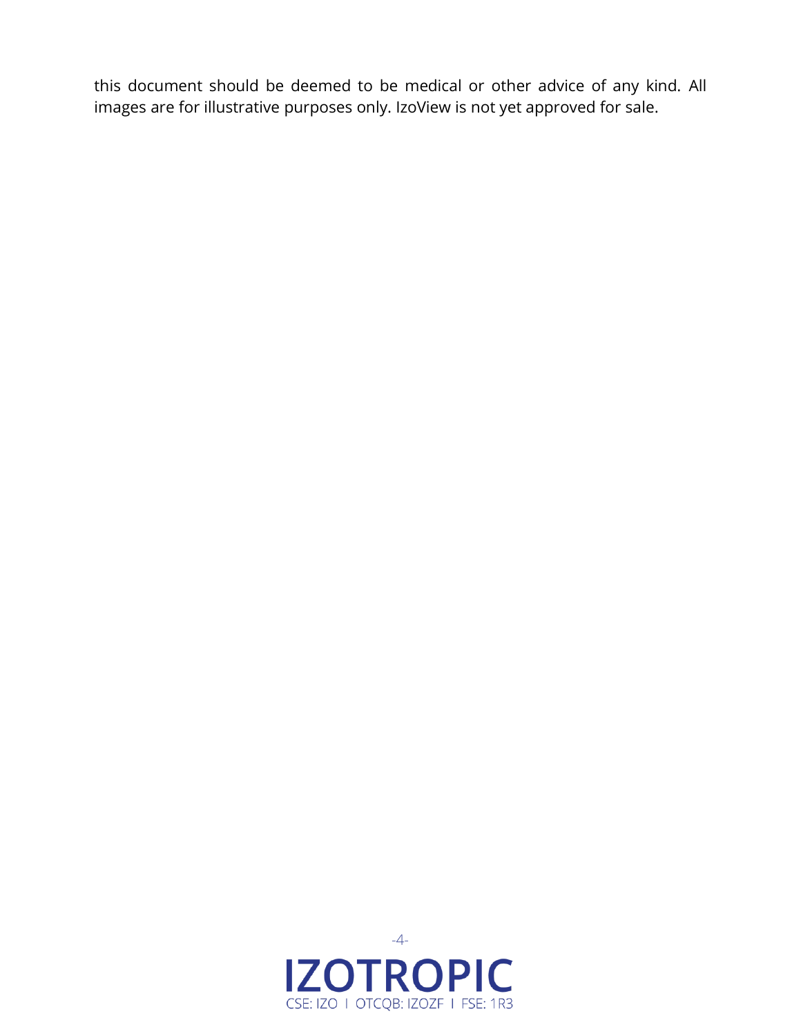this document should be deemed to be medical or other advice of any kind. All images are for illustrative purposes only. IzoView is not yet approved for sale.